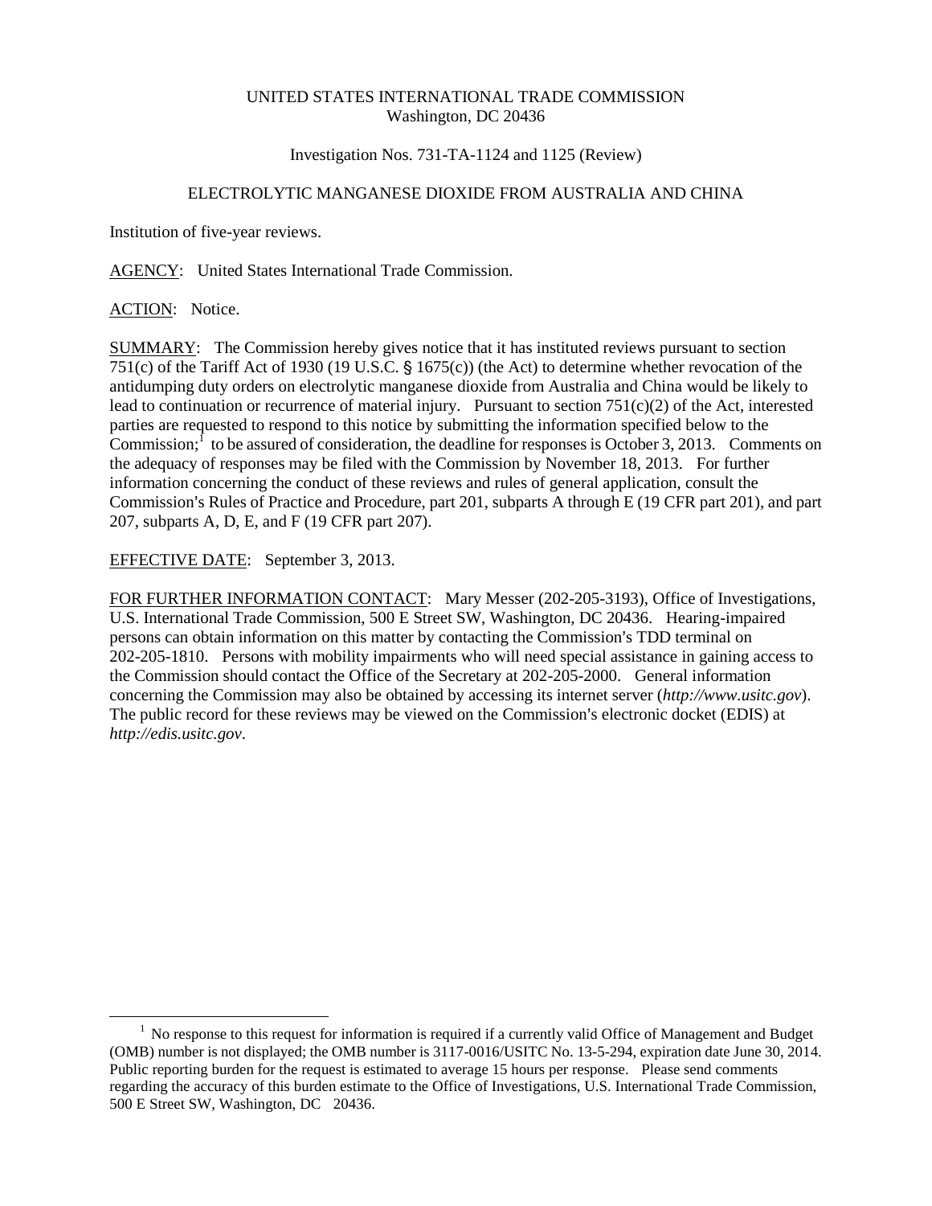UNITED STATES INTERNATIONAL TRADE COMMISSION
Washington, DC 20436

Investigation Nos. 731-TA-1124 and 1125 (Review)

ELECTROLYTIC MANGANESE DIOXIDE FROM AUSTRALIA AND CHINA

Institution of five-year reviews.

AGENCY: United States International Trade Commission.

ACTION: Notice.

SUMMARY: The Commission hereby gives notice that it has instituted reviews pursuant to section 751(c) of the Tariff Act of 1930 (19 U.S.C. § 1675(c)) (the Act) to determine whether revocation of the antidumping duty orders on electrolytic manganese dioxide from Australia and China would be likely to lead to continuation or recurrence of material injury. Pursuant to section 751(c)(2) of the Act, interested parties are requested to respond to this notice by submitting the information specified below to the Commission;[1] to be assured of consideration, the deadline for responses is October 3, 2013. Comments on the adequacy of responses may be filed with the Commission by November 18, 2013. For further information concerning the conduct of these reviews and rules of general application, consult the Commission's Rules of Practice and Procedure, part 201, subparts A through E (19 CFR part 201), and part 207, subparts A, D, E, and F (19 CFR part 207).

EFFECTIVE DATE: September 3, 2013.

FOR FURTHER INFORMATION CONTACT: Mary Messer (202-205-3193), Office of Investigations, U.S. International Trade Commission, 500 E Street SW, Washington, DC 20436. Hearing-impaired persons can obtain information on this matter by contacting the Commission's TDD terminal on 202-205-1810. Persons with mobility impairments who will need special assistance in gaining access to the Commission should contact the Office of the Secretary at 202-205-2000. General information concerning the Commission may also be obtained by accessing its internet server (*http://www.usitc.gov*). The public record for these reviews may be viewed on the Commission's electronic docket (EDIS) at *http://edis.usitc.gov*.

[1] No response to this request for information is required if a currently valid Office of Management and Budget (OMB) number is not displayed; the OMB number is 3117-0016/USITC No. 13-5-294, expiration date June 30, 2014. Public reporting burden for the request is estimated to average 15 hours per response. Please send comments regarding the accuracy of this burden estimate to the Office of Investigations, U.S. International Trade Commission, 500 E Street SW, Washington, DC 20436.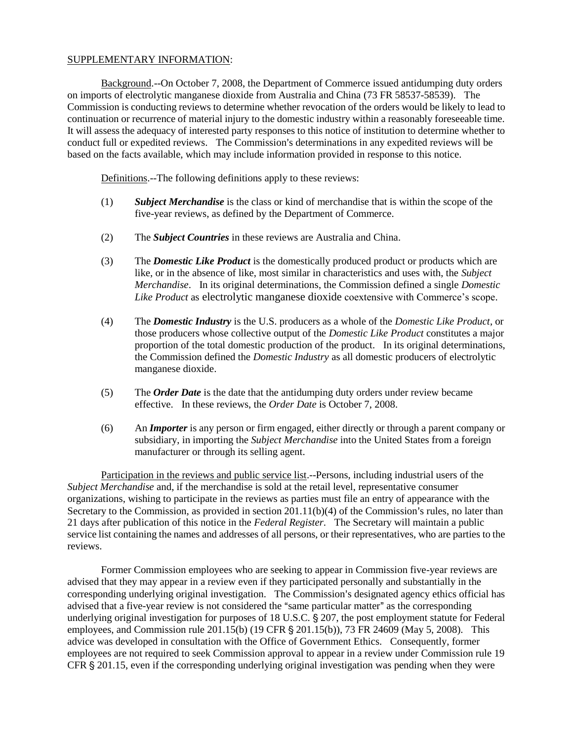<u>SUPPLEMENTARY INFORMATION</u>:

<u>Background</u>.--On October 7, 2008, the Department of Commerce issued antidumping duty orders on imports of electrolytic manganese dioxide from Australia and China (73 FR 58537-58539). The Commission is conducting reviews to determine whether revocation of the orders would be likely to lead to continuation or recurrence of material injury to the domestic industry within a reasonably foreseeable time. It will assess the adequacy of interested party responses to this notice of institution to determine whether to conduct full or expedited reviews. The Commission's determinations in any expedited reviews will be based on the facts available, which may include information provided in response to this notice.

<u>Definitions</u>.--The following definitions apply to these reviews:

(1) ***Subject Merchandise*** is the class or kind of merchandise that is within the scope of the five-year reviews, as defined by the Department of Commerce.

(2) The ***Subject Countries*** in these reviews are Australia and China.

(3) The ***Domestic Like Product*** is the domestically produced product or products which are like, or in the absence of like, most similar in characteristics and uses with, the *Subject Merchandise*. In its original determinations, the Commission defined a single *Domestic Like Product* as electrolytic manganese dioxide coextensive with Commerce's scope.

(4) The ***Domestic Industry*** is the U.S. producers as a whole of the *Domestic Like Product*, or those producers whose collective output of the *Domestic Like Product* constitutes a major proportion of the total domestic production of the product. In its original determinations, the Commission defined the *Domestic Industry* as all domestic producers of electrolytic manganese dioxide.

(5) The ***Order Date*** is the date that the antidumping duty orders under review became effective. In these reviews, the *Order Date* is October 7, 2008.

(6) An ***Importer*** is any person or firm engaged, either directly or through a parent company or subsidiary, in importing the *Subject Merchandise* into the United States from a foreign manufacturer or through its selling agent.

<u>Participation in the reviews and public service list</u>.--Persons, including industrial users of the *Subject Merchandise* and, if the merchandise is sold at the retail level, representative consumer organizations, wishing to participate in the reviews as parties must file an entry of appearance with the Secretary to the Commission, as provided in section 201.11(b)(4) of the Commission's rules, no later than 21 days after publication of this notice in the *Federal Register*. The Secretary will maintain a public service list containing the names and addresses of all persons, or their representatives, who are parties to the reviews.

Former Commission employees who are seeking to appear in Commission five-year reviews are advised that they may appear in a review even if they participated personally and substantially in the corresponding underlying original investigation. The Commission's designated agency ethics official has advised that a five-year review is not considered the "same particular matter" as the corresponding underlying original investigation for purposes of 18 U.S.C. § 207, the post employment statute for Federal employees, and Commission rule 201.15(b) (19 CFR § 201.15(b)), 73 FR 24609 (May 5, 2008). This advice was developed in consultation with the Office of Government Ethics. Consequently, former employees are not required to seek Commission approval to appear in a review under Commission rule 19 CFR § 201.15, even if the corresponding underlying original investigation was pending when they were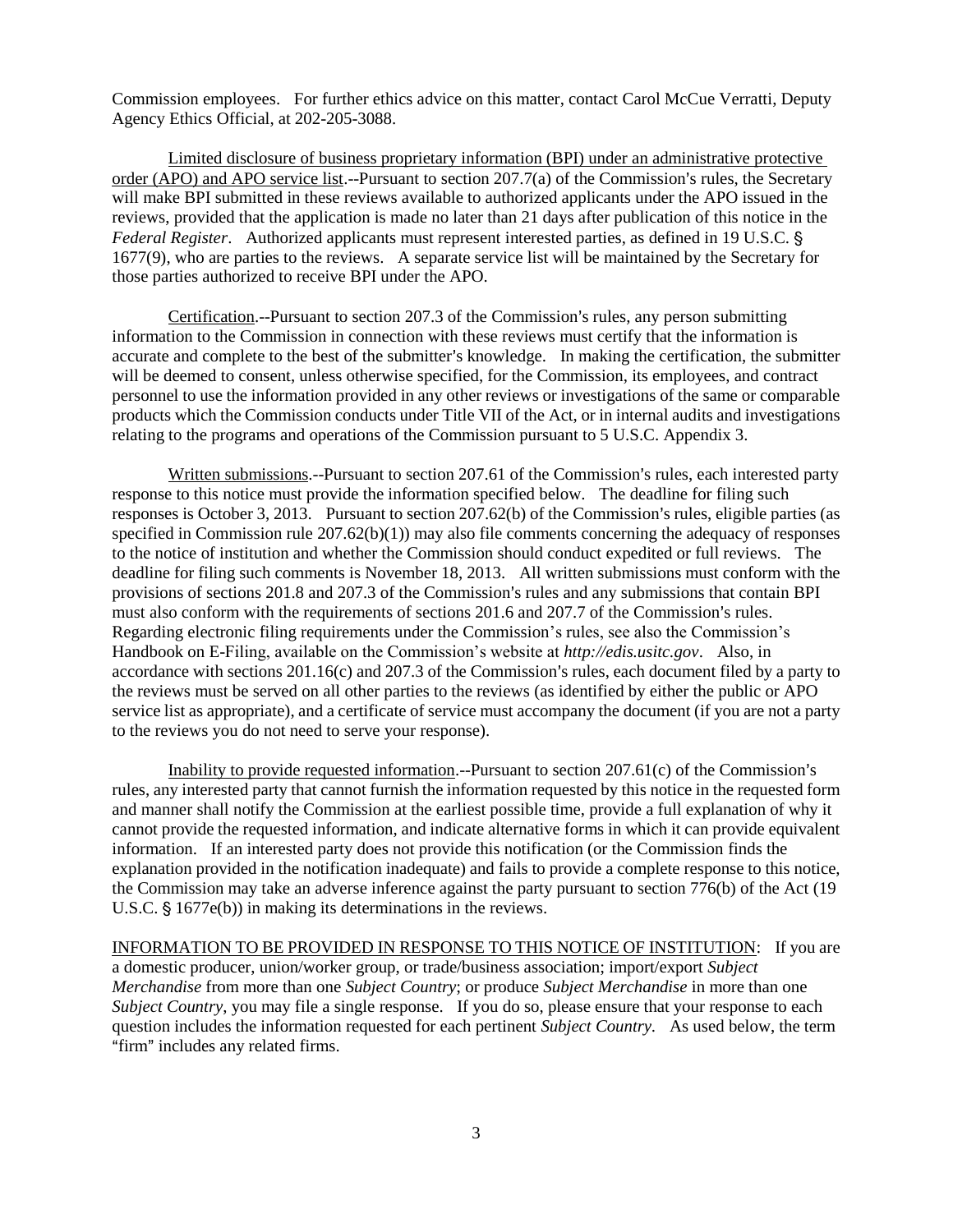Commission employees. For further ethics advice on this matter, contact Carol McCue Verratti, Deputy Agency Ethics Official, at 202-205-3088.

Limited disclosure of business proprietary information (BPI) under an administrative protective order (APO) and APO service list.--Pursuant to section 207.7(a) of the Commission's rules, the Secretary will make BPI submitted in these reviews available to authorized applicants under the APO issued in the reviews, provided that the application is made no later than 21 days after publication of this notice in the *Federal Register*. Authorized applicants must represent interested parties, as defined in 19 U.S.C. § 1677(9), who are parties to the reviews. A separate service list will be maintained by the Secretary for those parties authorized to receive BPI under the APO.

Certification.--Pursuant to section 207.3 of the Commission's rules, any person submitting information to the Commission in connection with these reviews must certify that the information is accurate and complete to the best of the submitter's knowledge. In making the certification, the submitter will be deemed to consent, unless otherwise specified, for the Commission, its employees, and contract personnel to use the information provided in any other reviews or investigations of the same or comparable products which the Commission conducts under Title VII of the Act, or in internal audits and investigations relating to the programs and operations of the Commission pursuant to 5 U.S.C. Appendix 3.

Written submissions.--Pursuant to section 207.61 of the Commission's rules, each interested party response to this notice must provide the information specified below. The deadline for filing such responses is October 3, 2013. Pursuant to section 207.62(b) of the Commission's rules, eligible parties (as specified in Commission rule 207.62(b)(1)) may also file comments concerning the adequacy of responses to the notice of institution and whether the Commission should conduct expedited or full reviews. The deadline for filing such comments is November 18, 2013. All written submissions must conform with the provisions of sections 201.8 and 207.3 of the Commission's rules and any submissions that contain BPI must also conform with the requirements of sections 201.6 and 207.7 of the Commission's rules. Regarding electronic filing requirements under the Commission's rules, see also the Commission's Handbook on E-Filing, available on the Commission's website at *http://edis.usitc.gov*. Also, in accordance with sections 201.16(c) and 207.3 of the Commission's rules, each document filed by a party to the reviews must be served on all other parties to the reviews (as identified by either the public or APO service list as appropriate), and a certificate of service must accompany the document (if you are not a party to the reviews you do not need to serve your response).

Inability to provide requested information.--Pursuant to section 207.61(c) of the Commission's rules, any interested party that cannot furnish the information requested by this notice in the requested form and manner shall notify the Commission at the earliest possible time, provide a full explanation of why it cannot provide the requested information, and indicate alternative forms in which it can provide equivalent information. If an interested party does not provide this notification (or the Commission finds the explanation provided in the notification inadequate) and fails to provide a complete response to this notice, the Commission may take an adverse inference against the party pursuant to section 776(b) of the Act (19 U.S.C. § 1677e(b)) in making its determinations in the reviews.

INFORMATION TO BE PROVIDED IN RESPONSE TO THIS NOTICE OF INSTITUTION: If you are a domestic producer, union/worker group, or trade/business association; import/export *Subject Merchandise* from more than one *Subject Country*; or produce *Subject Merchandise* in more than one *Subject Country*, you may file a single response. If you do so, please ensure that your response to each question includes the information requested for each pertinent *Subject Country*. As used below, the term "firm" includes any related firms.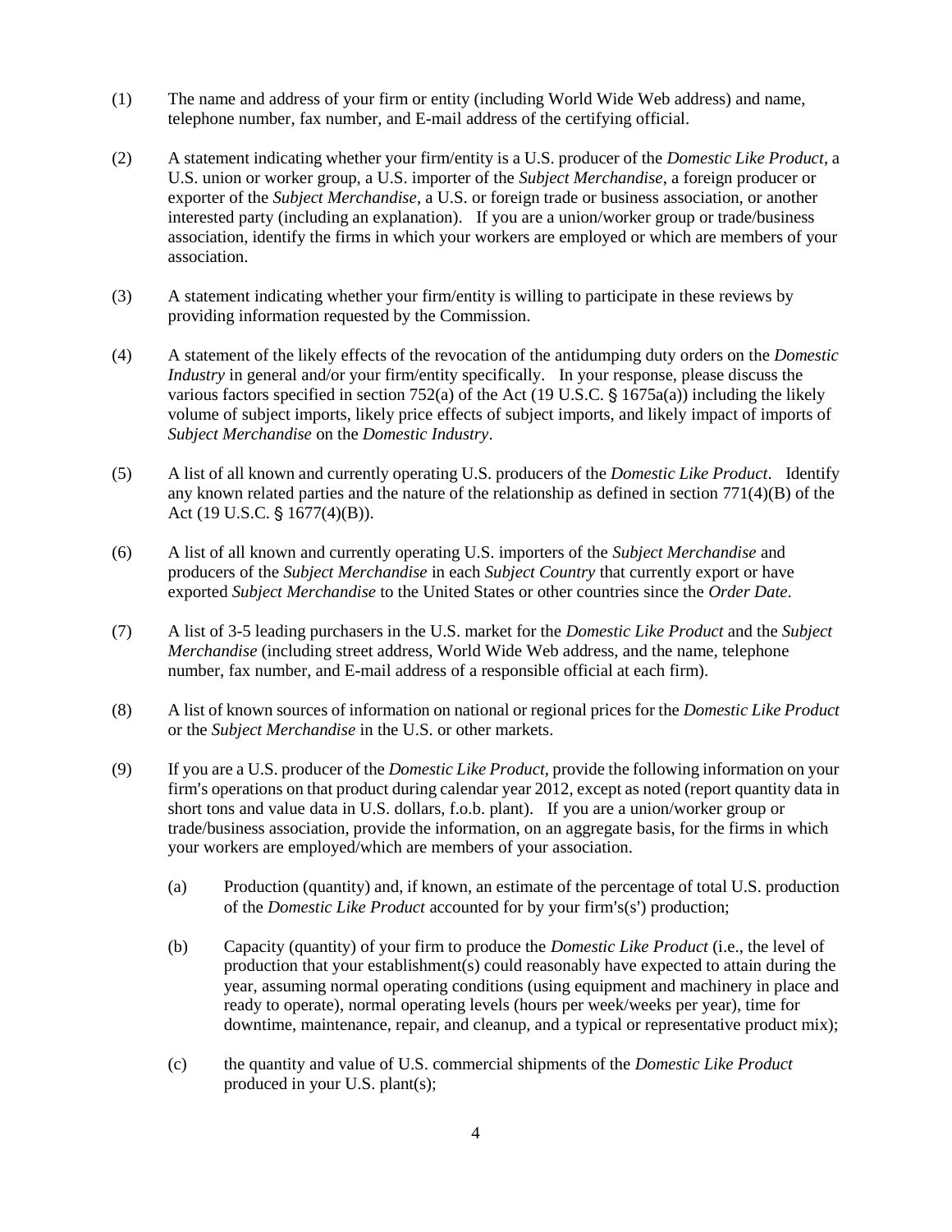(1) The name and address of your firm or entity (including World Wide Web address) and name, telephone number, fax number, and E-mail address of the certifying official.

(2) A statement indicating whether your firm/entity is a U.S. producer of the *Domestic Like Product*, a U.S. union or worker group, a U.S. importer of the *Subject Merchandise*, a foreign producer or exporter of the *Subject Merchandise*, a U.S. or foreign trade or business association, or another interested party (including an explanation). If you are a union/worker group or trade/business association, identify the firms in which your workers are employed or which are members of your association.

(3) A statement indicating whether your firm/entity is willing to participate in these reviews by providing information requested by the Commission.

(4) A statement of the likely effects of the revocation of the antidumping duty orders on the *Domestic Industry* in general and/or your firm/entity specifically. In your response, please discuss the various factors specified in section 752(a) of the Act (19 U.S.C. § 1675a(a)) including the likely volume of subject imports, likely price effects of subject imports, and likely impact of imports of *Subject Merchandise* on the *Domestic Industry*.

(5) A list of all known and currently operating U.S. producers of the *Domestic Like Product*. Identify any known related parties and the nature of the relationship as defined in section 771(4)(B) of the Act (19 U.S.C. § 1677(4)(B)).

(6) A list of all known and currently operating U.S. importers of the *Subject Merchandise* and producers of the *Subject Merchandise* in each *Subject Country* that currently export or have exported *Subject Merchandise* to the United States or other countries since the *Order Date*.

(7) A list of 3-5 leading purchasers in the U.S. market for the *Domestic Like Product* and the *Subject Merchandise* (including street address, World Wide Web address, and the name, telephone number, fax number, and E-mail address of a responsible official at each firm).

(8) A list of known sources of information on national or regional prices for the *Domestic Like Product* or the *Subject Merchandise* in the U.S. or other markets.

(9) If you are a U.S. producer of the *Domestic Like Product*, provide the following information on your firm's operations on that product during calendar year 2012, except as noted (report quantity data in short tons and value data in U.S. dollars, f.o.b. plant). If you are a union/worker group or trade/business association, provide the information, on an aggregate basis, for the firms in which your workers are employed/which are members of your association.

   (a) Production (quantity) and, if known, an estimate of the percentage of total U.S. production of the *Domestic Like Product* accounted for by your firm's(s') production;

   (b) Capacity (quantity) of your firm to produce the *Domestic Like Product* (i.e., the level of production that your establishment(s) could reasonably have expected to attain during the year, assuming normal operating conditions (using equipment and machinery in place and ready to operate), normal operating levels (hours per week/weeks per year), time for downtime, maintenance, repair, and cleanup, and a typical or representative product mix);

   (c) the quantity and value of U.S. commercial shipments of the *Domestic Like Product* produced in your U.S. plant(s);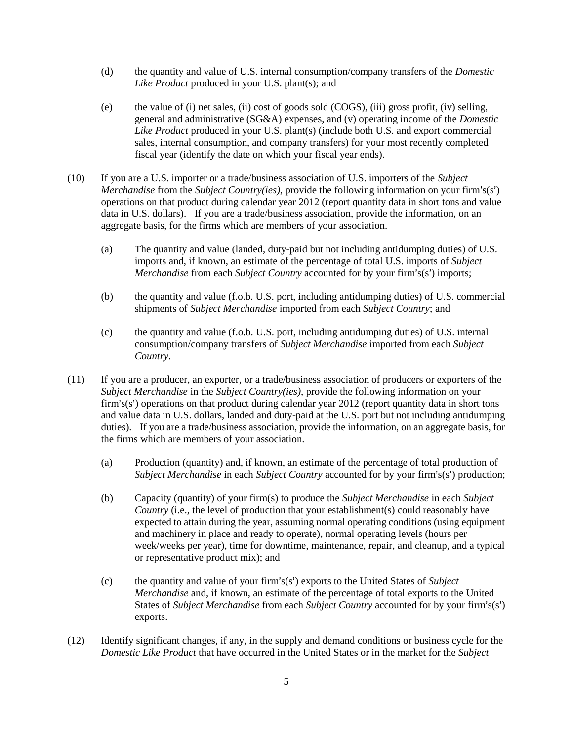(d) the quantity and value of U.S. internal consumption/company transfers of the *Domestic Like Product* produced in your U.S. plant(s); and

(e) the value of (i) net sales, (ii) cost of goods sold (COGS), (iii) gross profit, (iv) selling, general and administrative (SG&A) expenses, and (v) operating income of the *Domestic Like Product* produced in your U.S. plant(s) (include both U.S. and export commercial sales, internal consumption, and company transfers) for your most recently completed fiscal year (identify the date on which your fiscal year ends).

(10) If you are a U.S. importer or a trade/business association of U.S. importers of the *Subject Merchandise* from the *Subject Country(ies)*, provide the following information on your firm's(s') operations on that product during calendar year 2012 (report quantity data in short tons and value data in U.S. dollars). If you are a trade/business association, provide the information, on an aggregate basis, for the firms which are members of your association.

(a) The quantity and value (landed, duty-paid but not including antidumping duties) of U.S. imports and, if known, an estimate of the percentage of total U.S. imports of *Subject Merchandise* from each *Subject Country* accounted for by your firm's(s') imports;

(b) the quantity and value (f.o.b. U.S. port, including antidumping duties) of U.S. commercial shipments of *Subject Merchandise* imported from each *Subject Country*; and

(c) the quantity and value (f.o.b. U.S. port, including antidumping duties) of U.S. internal consumption/company transfers of *Subject Merchandise* imported from each *Subject Country*.

(11) If you are a producer, an exporter, or a trade/business association of producers or exporters of the *Subject Merchandise* in the *Subject Country(ies)*, provide the following information on your firm's(s') operations on that product during calendar year 2012 (report quantity data in short tons and value data in U.S. dollars, landed and duty-paid at the U.S. port but not including antidumping duties). If you are a trade/business association, provide the information, on an aggregate basis, for the firms which are members of your association.

(a) Production (quantity) and, if known, an estimate of the percentage of total production of *Subject Merchandise* in each *Subject Country* accounted for by your firm's(s') production;

(b) Capacity (quantity) of your firm(s) to produce the *Subject Merchandise* in each *Subject Country* (i.e., the level of production that your establishment(s) could reasonably have expected to attain during the year, assuming normal operating conditions (using equipment and machinery in place and ready to operate), normal operating levels (hours per week/weeks per year), time for downtime, maintenance, repair, and cleanup, and a typical or representative product mix); and

(c) the quantity and value of your firm's(s') exports to the United States of *Subject Merchandise* and, if known, an estimate of the percentage of total exports to the United States of *Subject Merchandise* from each *Subject Country* accounted for by your firm's(s') exports.

(12) Identify significant changes, if any, in the supply and demand conditions or business cycle for the *Domestic Like Product* that have occurred in the United States or in the market for the *Subject*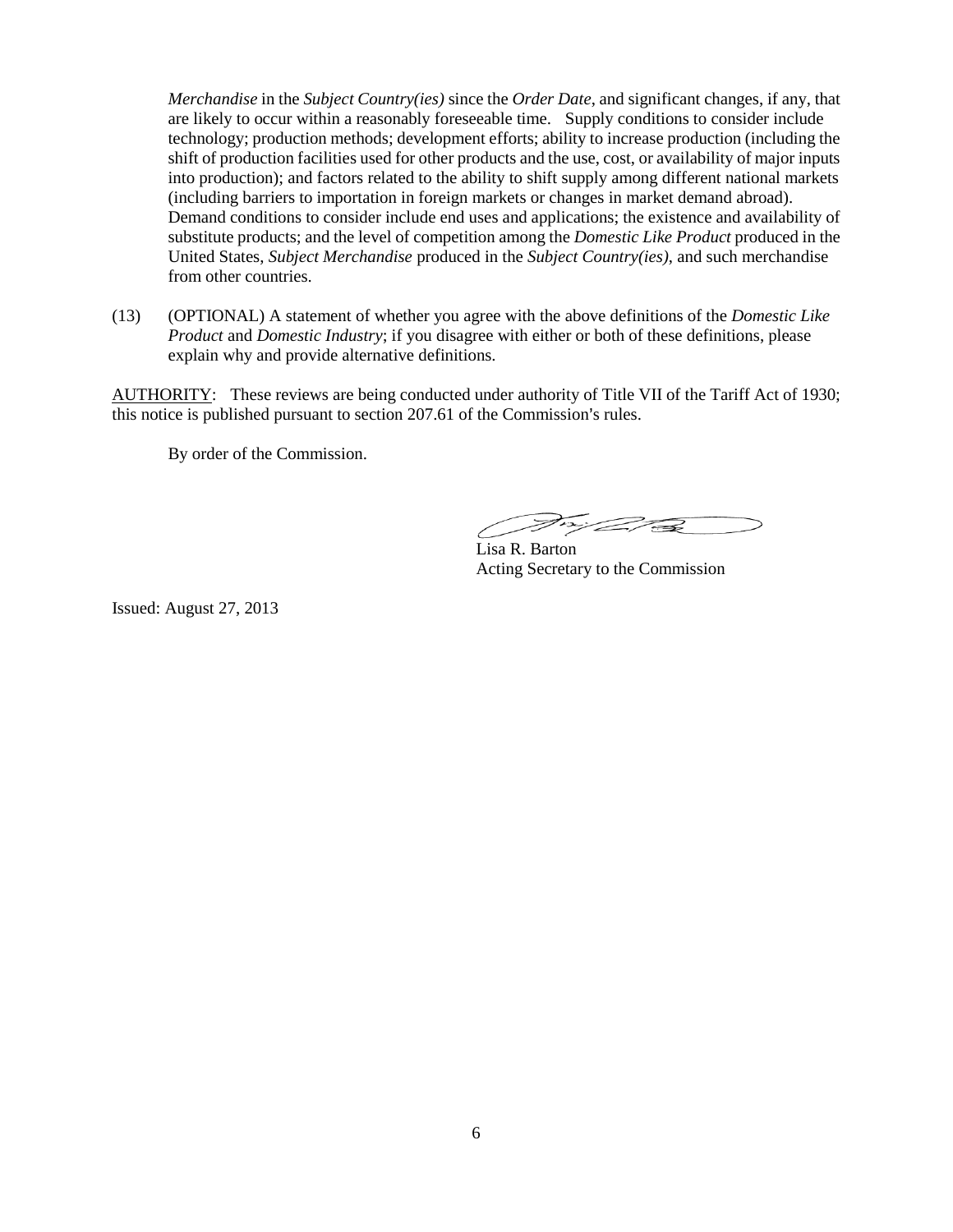*Merchandise* in the *Subject Country(ies)* since the *Order Date*, and significant changes, if any, that are likely to occur within a reasonably foreseeable time. Supply conditions to consider include technology; production methods; development efforts; ability to increase production (including the shift of production facilities used for other products and the use, cost, or availability of major inputs into production); and factors related to the ability to shift supply among different national markets (including barriers to importation in foreign markets or changes in market demand abroad). Demand conditions to consider include end uses and applications; the existence and availability of substitute products; and the level of competition among the *Domestic Like Product* produced in the United States, *Subject Merchandise* produced in the *Subject Country(ies)*, and such merchandise from other countries.

(13) (OPTIONAL) A statement of whether you agree with the above definitions of the *Domestic Like Product* and *Domestic Industry*; if you disagree with either or both of these definitions, please explain why and provide alternative definitions.

<u>AUTHORITY</u>: These reviews are being conducted under authority of Title VII of the Tariff Act of 1930; this notice is published pursuant to section 207.61 of the Commission's rules.

By order of the Commission.

Lisa R. Barton
Acting Secretary to the Commission

Issued: August 27, 2013